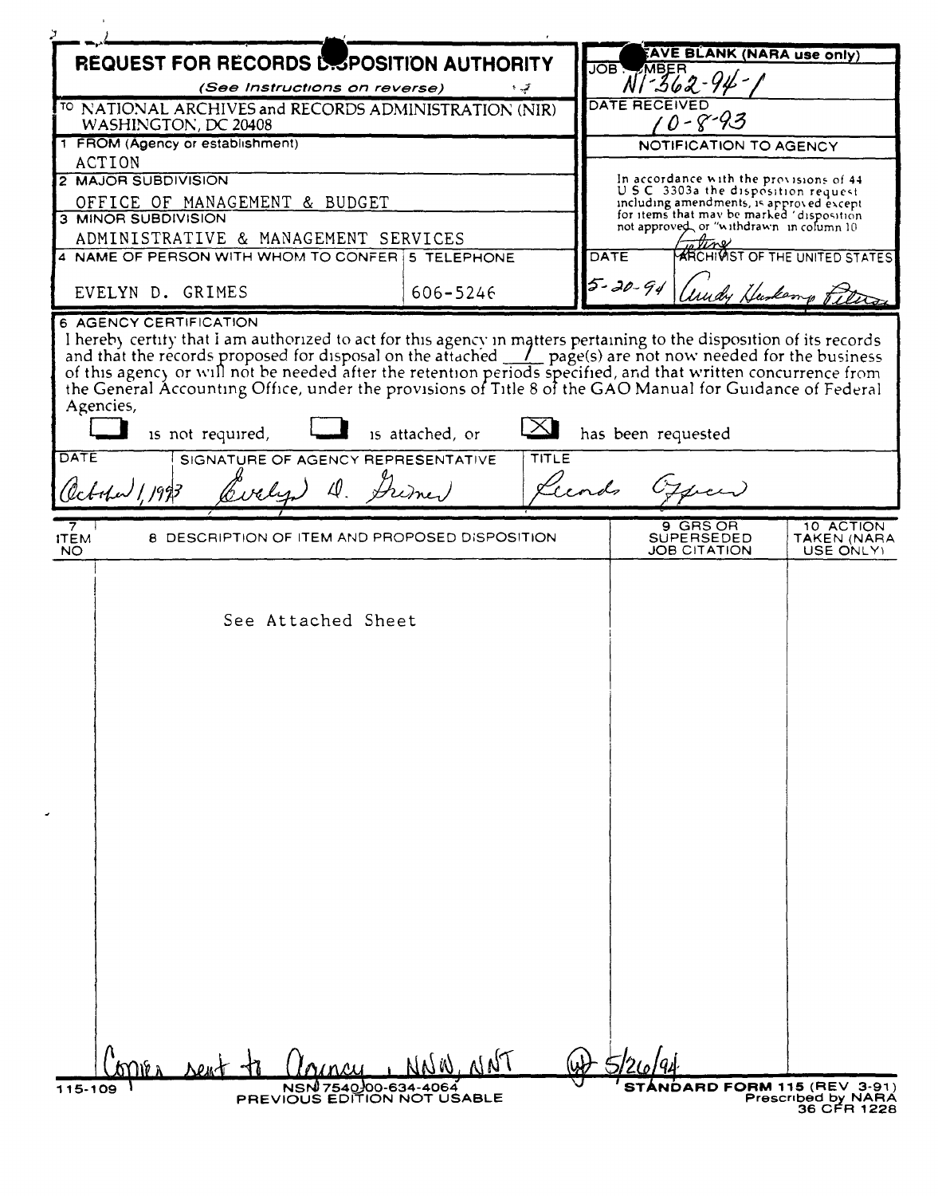# REQUEST FOR RECORDS DISPOSITION AUTHORITY

*(See Instructions on reverse)*

**LEAVE BLANK (NARA use only)**

JOB NUMBER: N1-362-94-1

DATE RECEIVED: 10-8-93

TO: NATIONAL ARCHIVES and RECORDS ADMINISTRATION (NIR) WASHINGTON, DC 20408

1. FROM (Agency or establishment): ACTION
2. MAJOR SUBDIVISION: OFFICE OF MANAGEMENT & BUDGET
3. MINOR SUBDIVISION: ADMINISTRATIVE & MANAGEMENT SERVICES
4. NAME OF PERSON WITH WHOM TO CONFER: EVELYN D. GRIMES
5. TELEPHONE: 606-5246

**NOTIFICATION TO AGENCY**

In accordance with the provisions of 44 U.S.C. 3303a the disposition request, including amendments, is approved except for items that may be marked "disposition not approved" or "withdrawn" in column 10.

DATE: 5-20-94

Acting ARCHIVIST OF THE UNITED STATES: Trudy Huskamp Peterson

6. AGENCY CERTIFICATION

I hereby certify that I am authorized to act for this agency in matters pertaining to the disposition of its records and that the records proposed for disposal on the attached 1 page(s) are not now needed for the business of this agency or will not be needed after the retention periods specified, and that written concurrence from the General Accounting Office, under the provisions of Title 8 of the GAO Manual for Guidance of Federal Agencies,

☐ is not required, ☐ is attached, or ☒ has been requested

| DATE | SIGNATURE OF AGENCY REPRESENTATIVE | TITLE |
|---|---|---|
| October 1, 1993 | Evelyn D. Grimes | Records Officer |

| 7. ITEM NO | 8. DESCRIPTION OF ITEM AND PROPOSED DISPOSITION | 9. GRS OR SUPERSEDED JOB CITATION | 10. ACTION TAKEN (NARA USE ONLY) |
|---|---|---|---|
| | See Attached Sheet | | |

Copies sent to Agency, NNW, NNT 5/26/94

115-109

NSN 7540-00-634-4064
PREVIOUS EDITION NOT USABLE

STANDARD FORM 115 (REV 3-91)
Prescribed by NARA
36 CFR 1228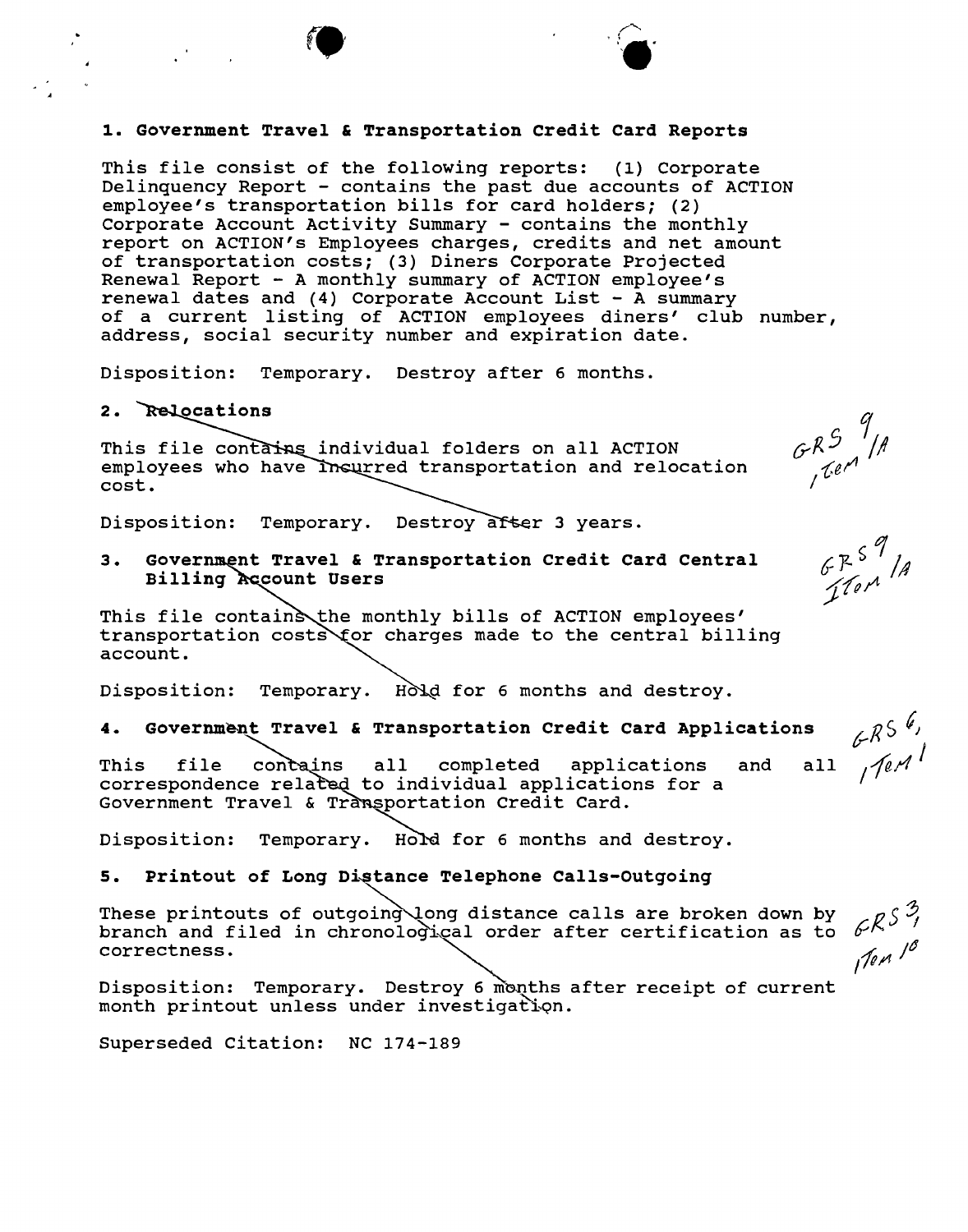**1. Government Travel & Transportation Credit Card Reports**

This file consist of the following reports: (1) Corporate Delinquency Report - contains the past due accounts of ACTION employee's transportation bills for card holders; (2) Corporate Account Activity Summary - contains the monthly report on ACTION's Employees charges, credits and net amount of transportation costs; (3) Diners Corporate Projected Renewal Report - A monthly summary of ACTION employee's renewal dates and (4) Corporate Account List - A summary of a current listing of ACTION employees diners' club number, address, social security number and expiration date.

Disposition: Temporary. Destroy after 6 months.

**2. Relocations**

GRS 9, Item 1A

This file contains individual folders on all ACTION employees who have incurred transportation and relocation cost.

Disposition: Temporary. Destroy after 3 years.

**3. Government Travel & Transportation Credit Card Central Billing Account Users**

GRS 9, Item 1A

This file contains the monthly bills of ACTION employees' transportation costs for charges made to the central billing account.

Disposition: Temporary. Hold for 6 months and destroy.

**4. Government Travel & Transportation Credit Card Applications**

GRS 6, Item 1

This file contains all completed applications and all correspondence related to individual applications for a Government Travel & Transportation Credit Card.

Disposition: Temporary. Hold for 6 months and destroy.

**5. Printout of Long Distance Telephone Calls-Outgoing**

GRS 3, Item 10

These printouts of outgoing long distance calls are broken down by branch and filed in chronological order after certification as to correctness.

Disposition: Temporary. Destroy 6 months after receipt of current month printout unless under investigation.

Superseded Citation: NC 174-189